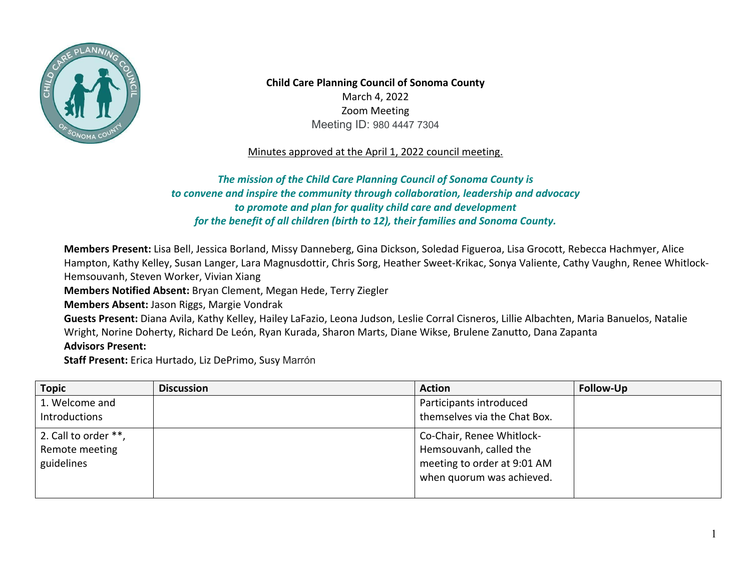**Child Care Planning Council of Sonoma County**
March 4, 2022
Zoom Meeting
Meeting ID: 980 4447 7304

Minutes approved at the April 1, 2022 council meeting.

***The mission of the Child Care Planning Council of Sonoma County is to convene and inspire the community through collaboration, leadership and advocacy to promote and plan for quality child care and development for the benefit of all children (birth to 12), their families and Sonoma County.***

**Members Present:** Lisa Bell, Jessica Borland, Missy Danneberg, Gina Dickson, Soledad Figueroa, Lisa Grocott, Rebecca Hachmyer, Alice Hampton, Kathy Kelley, Susan Langer, Lara Magnusdottir, Chris Sorg, Heather Sweet-Krikac, Sonya Valiente, Cathy Vaughn, Renee Whitlock-Hemsouvanh, Steven Worker, Vivian Xiang
**Members Notified Absent:** Bryan Clement, Megan Hede, Terry Ziegler
**Members Absent:** Jason Riggs, Margie Vondrak
**Guests Present:** Diana Avila, Kathy Kelley, Hailey LaFazio, Leona Judson, Leslie Corral Cisneros, Lillie Albachten, Maria Banuelos, Natalie Wright, Norine Doherty, Richard De León, Ryan Kurada, Sharon Marts, Diane Wikse, Brulene Zanutto, Dana Zapanta
**Advisors Present:**
**Staff Present:** Erica Hurtado, Liz DePrimo, Susy Marrón

| Topic | Discussion | Action | Follow-Up |
|---|---|---|---|
| 1. Welcome and Introductions | | Participants introduced themselves via the Chat Box. | |
| 2. Call to order **, Remote meeting guidelines | | Co-Chair, Renee Whitlock-Hemsouvanh, called the meeting to order at 9:01 AM when quorum was achieved. | |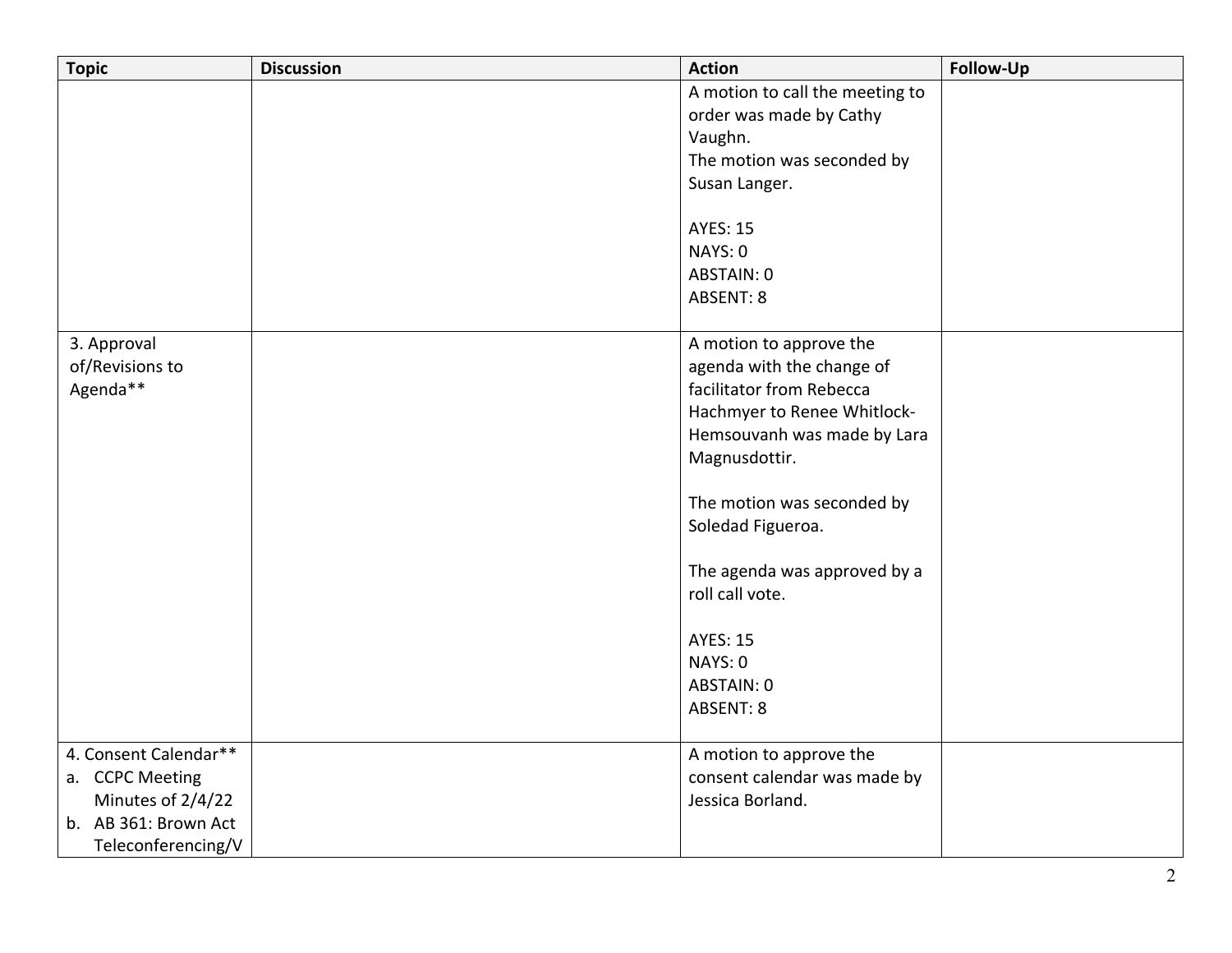| Topic | Discussion | Action | Follow-Up |
|---|---|---|---|
| | | A motion to call the meeting to order was made by Cathy Vaughn.<br>The motion was seconded by Susan Langer.<br><br>AYES: 15<br>NAYS: 0<br>ABSTAIN: 0<br>ABSENT: 8 | |
| 3. Approval of/Revisions to Agenda** | | A motion to approve the agenda with the change of facilitator from Rebecca Hachmyer to Renee Whitlock-Hemsouvanh was made by Lara Magnusdottir.<br><br>The motion was seconded by Soledad Figueroa.<br><br>The agenda was approved by a roll call vote.<br><br>AYES: 15<br>NAYS: 0<br>ABSTAIN: 0<br>ABSENT: 8 | |
| 4. Consent Calendar**<br>a. CCPC Meeting Minutes of 2/4/22<br>b. AB 361: Brown Act Teleconferencing/V | | A motion to approve the consent calendar was made by Jessica Borland. | |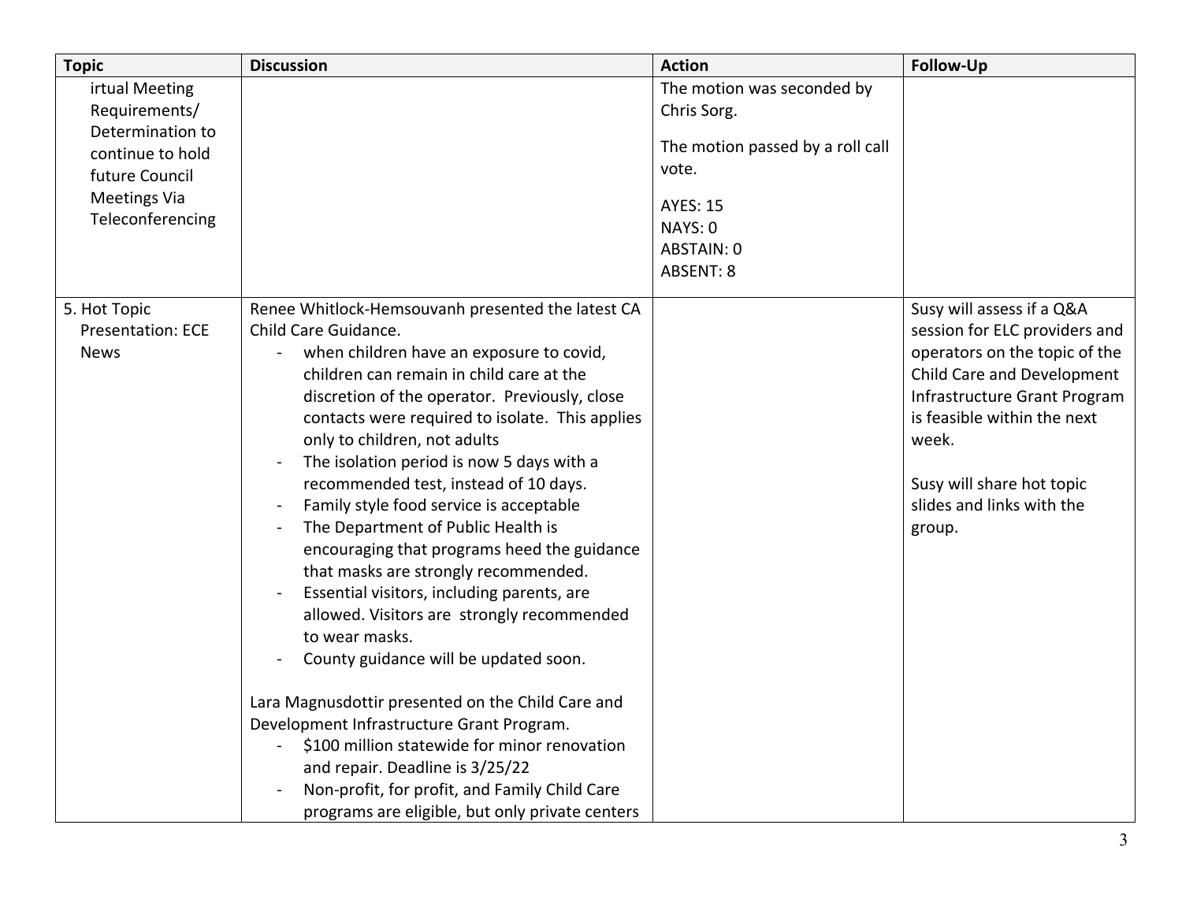| Topic | Discussion | Action | Follow-Up |
|---|---|---|---|
| irtual Meeting Requirements/ Determination to continue to hold future Council Meetings Via Teleconferencing | | The motion was seconded by Chris Sorg.<br><br>The motion passed by a roll call vote.<br><br>AYES: 15<br>NAYS: 0<br>ABSTAIN: 0<br>ABSENT: 8 | |
| 5. Hot Topic Presentation: ECE News | Renee Whitlock-Hemsouvanh presented the latest CA Child Care Guidance.<br>- when children have an exposure to covid, children can remain in child care at the discretion of the operator. Previously, close contacts were required to isolate. This applies only to children, not adults<br>- The isolation period is now 5 days with a recommended test, instead of 10 days.<br>- Family style food service is acceptable<br>- The Department of Public Health is encouraging that programs heed the guidance that masks are strongly recommended.<br>- Essential visitors, including parents, are allowed. Visitors are strongly recommended to wear masks.<br>- County guidance will be updated soon.<br><br>Lara Magnusdottir presented on the Child Care and Development Infrastructure Grant Program.<br>- $100 million statewide for minor renovation and repair. Deadline is 3/25/22<br>- Non-profit, for profit, and Family Child Care programs are eligible, but only private centers | | Susy will assess if a Q&A session for ELC providers and operators on the topic of the Child Care and Development Infrastructure Grant Program is feasible within the next week.<br><br>Susy will share hot topic slides and links with the group. |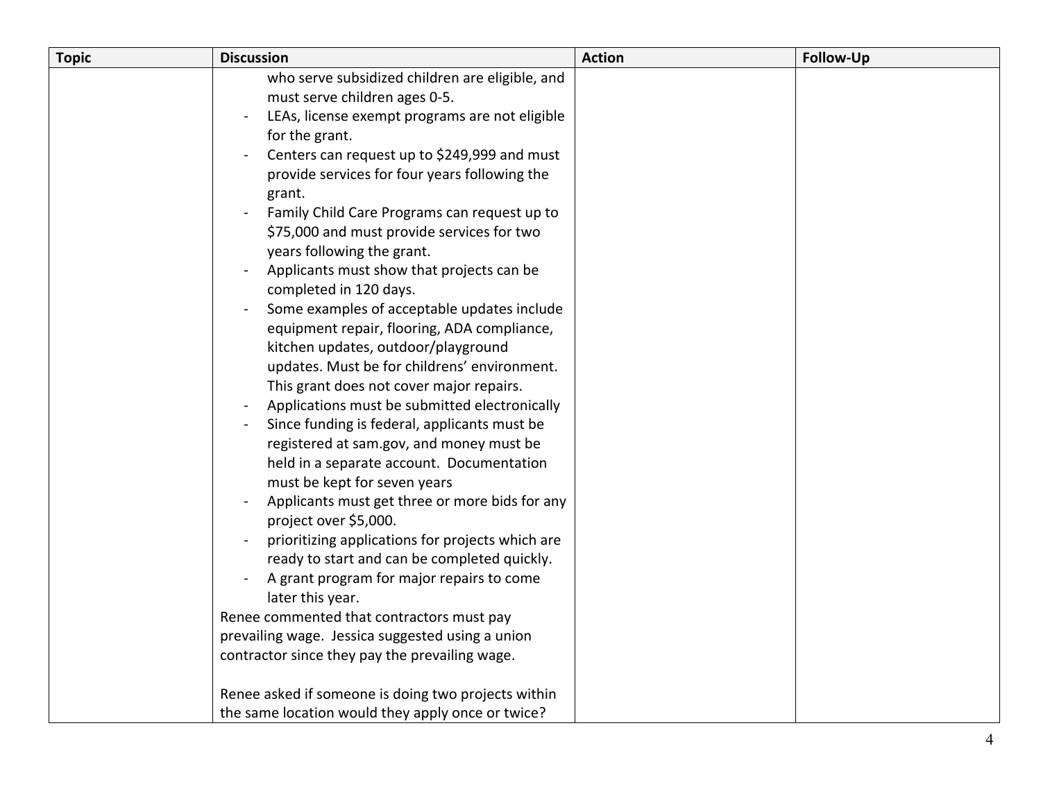| Topic | Discussion | Action | Follow-Up |
|---|---|---|---|
| | who serve subsidized children are eligible, and must serve children ages 0-5.<br>- LEAs, license exempt programs are not eligible for the grant.<br>- Centers can request up to $249,999 and must provide services for four years following the grant.<br>- Family Child Care Programs can request up to $75,000 and must provide services for two years following the grant.<br>- Applicants must show that projects can be completed in 120 days.<br>- Some examples of acceptable updates include equipment repair, flooring, ADA compliance, kitchen updates, outdoor/playground updates. Must be for childrens' environment. This grant does not cover major repairs.<br>- Applications must be submitted electronically<br>- Since funding is federal, applicants must be registered at sam.gov, and money must be held in a separate account. Documentation must be kept for seven years<br>- Applicants must get three or more bids for any project over $5,000.<br>- prioritizing applications for projects which are ready to start and can be completed quickly.<br>- A grant program for major repairs to come later this year.<br>Renee commented that contractors must pay prevailing wage. Jessica suggested using a union contractor since they pay the prevailing wage.<br><br>Renee asked if someone is doing two projects within the same location would they apply once or twice? | | |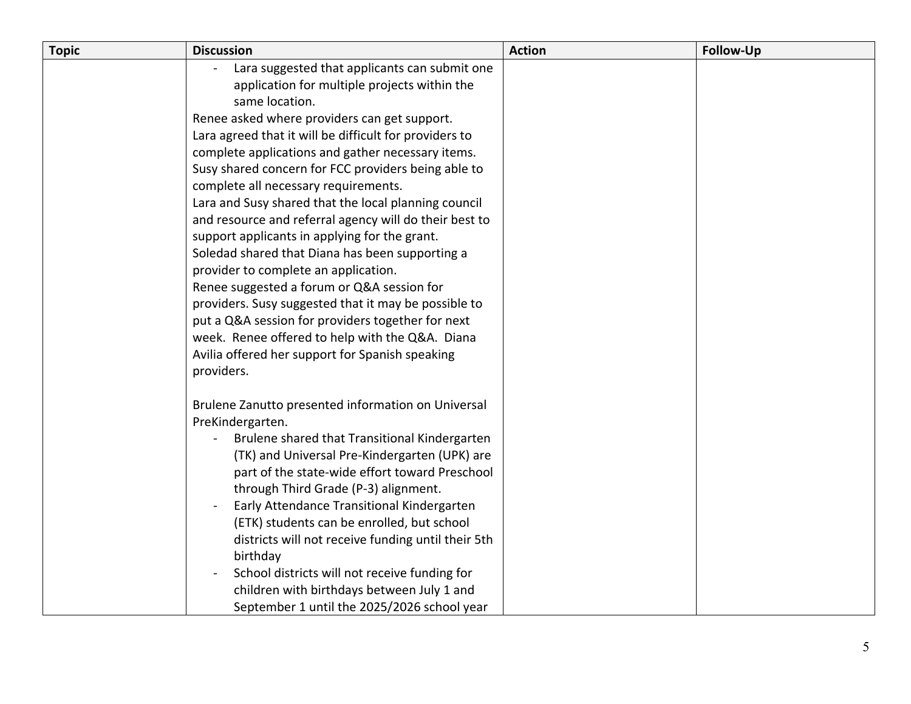| Topic | Discussion | Action | Follow-Up |
| --- | --- | --- | --- |
| | - Lara suggested that applicants can submit one application for multiple projects within the same location.<br>Renee asked where providers can get support.<br>Lara agreed that it will be difficult for providers to complete applications and gather necessary items.<br>Susy shared concern for FCC providers being able to complete all necessary requirements.<br>Lara and Susy shared that the local planning council and resource and referral agency will do their best to support applicants in applying for the grant.<br>Soledad shared that Diana has been supporting a provider to complete an application.<br>Renee suggested a forum or Q&A session for providers. Susy suggested that it may be possible to put a Q&A session for providers together for next week. Renee offered to help with the Q&A. Diana Avilia offered her support for Spanish speaking providers.<br><br>Brulene Zanutto presented information on Universal PreKindergarten.<br>- Brulene shared that Transitional Kindergarten (TK) and Universal Pre-Kindergarten (UPK) are part of the state-wide effort toward Preschool through Third Grade (P-3) alignment.<br>- Early Attendance Transitional Kindergarten (ETK) students can be enrolled, but school districts will not receive funding until their 5th birthday<br>- School districts will not receive funding for children with birthdays between July 1 and September 1 until the 2025/2026 school year | | |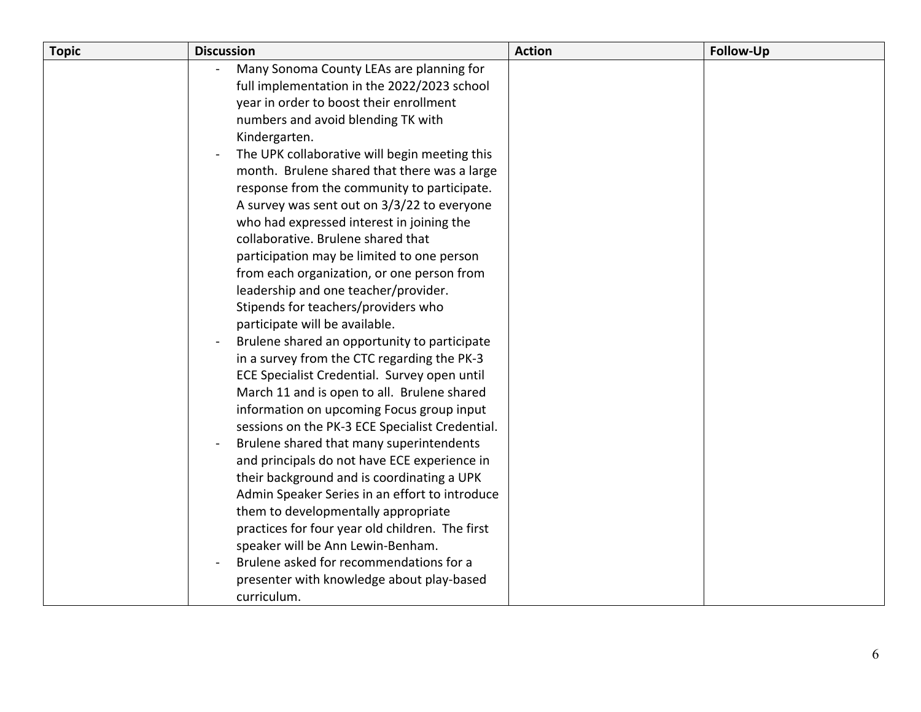| Topic | Discussion | Action | Follow-Up |
|---|---|---|---|
| | - Many Sonoma County LEAs are planning for full implementation in the 2022/2023 school year in order to boost their enrollment numbers and avoid blending TK with Kindergarten.<br>- The UPK collaborative will begin meeting this month. Brulene shared that there was a large response from the community to participate. A survey was sent out on 3/3/22 to everyone who had expressed interest in joining the collaborative. Brulene shared that participation may be limited to one person from each organization, or one person from leadership and one teacher/provider. Stipends for teachers/providers who participate will be available.<br>- Brulene shared an opportunity to participate in a survey from the CTC regarding the PK-3 ECE Specialist Credential. Survey open until March 11 and is open to all. Brulene shared information on upcoming Focus group input sessions on the PK-3 ECE Specialist Credential.<br>- Brulene shared that many superintendents and principals do not have ECE experience in their background and is coordinating a UPK Admin Speaker Series in an effort to introduce them to developmentally appropriate practices for four year old children. The first speaker will be Ann Lewin-Benham.<br>- Brulene asked for recommendations for a presenter with knowledge about play-based curriculum. | | |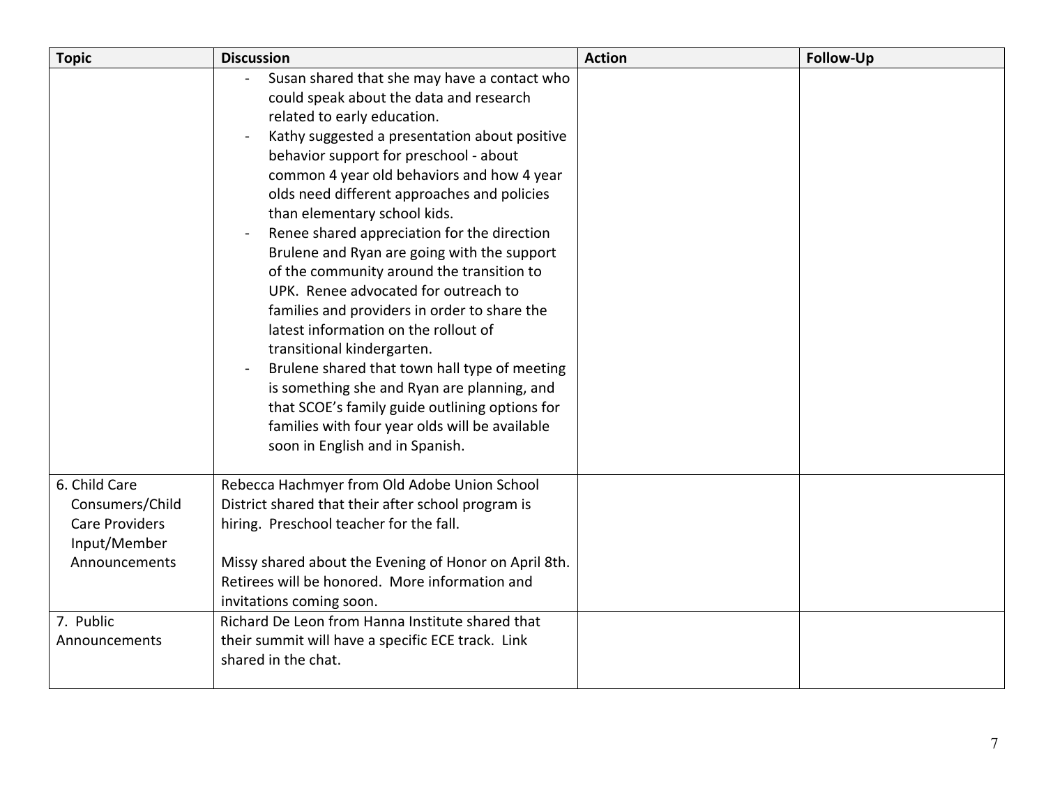| Topic | Discussion | Action | Follow-Up |
|---|---|---|---|
| | - Susan shared that she may have a contact who could speak about the data and research related to early education.<br>- Kathy suggested a presentation about positive behavior support for preschool - about common 4 year old behaviors and how 4 year olds need different approaches and policies than elementary school kids.<br>- Renee shared appreciation for the direction Brulene and Ryan are going with the support of the community around the transition to UPK. Renee advocated for outreach to families and providers in order to share the latest information on the rollout of transitional kindergarten.<br>- Brulene shared that town hall type of meeting is something she and Ryan are planning, and that SCOE's family guide outlining options for families with four year olds will be available soon in English and in Spanish. | | |
| 6. Child Care Consumers/Child Care Providers Input/Member Announcements | Rebecca Hachmyer from Old Adobe Union School District shared that their after school program is hiring. Preschool teacher for the fall.<br><br>Missy shared about the Evening of Honor on April 8th. Retirees will be honored. More information and invitations coming soon. | | |
| 7. Public Announcements | Richard De Leon from Hanna Institute shared that their summit will have a specific ECE track. Link shared in the chat. | | |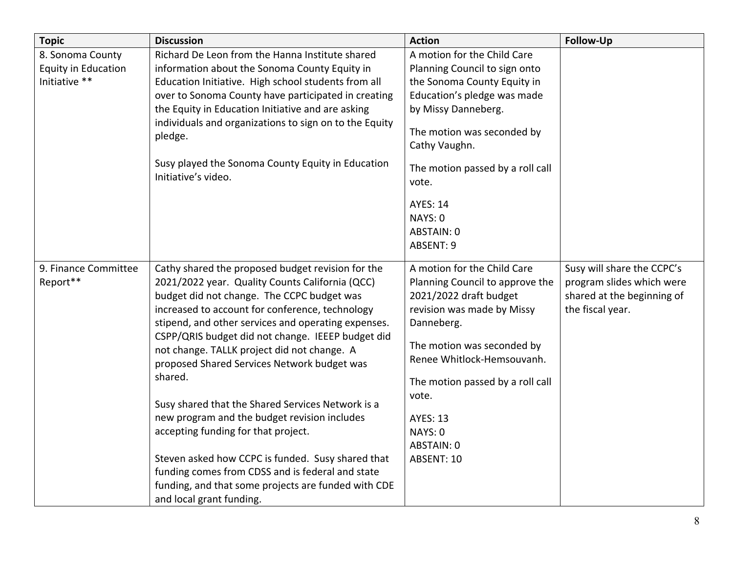| Topic | Discussion | Action | Follow-Up |
|---|---|---|---|
| 8. Sonoma County Equity in Education Initiative ** | Richard De Leon from the Hanna Institute shared information about the Sonoma County Equity in Education Initiative. High school students from all over to Sonoma County have participated in creating the Equity in Education Initiative and are asking individuals and organizations to sign on to the Equity pledge.<br><br>Susy played the Sonoma County Equity in Education Initiative's video. | A motion for the Child Care Planning Council to sign onto the Sonoma County Equity in Education's pledge was made by Missy Danneberg.<br><br>The motion was seconded by Cathy Vaughn.<br><br>The motion passed by a roll call vote.<br><br>AYES: 14<br>NAYS: 0<br>ABSTAIN: 0<br>ABSENT: 9 | |
| 9. Finance Committee Report** | Cathy shared the proposed budget revision for the 2021/2022 year. Quality Counts California (QCC) budget did not change. The CCPC budget was increased to account for conference, technology stipend, and other services and operating expenses. CSPP/QRIS budget did not change. IEEEP budget did not change. TALLK project did not change. A proposed Shared Services Network budget was shared.<br><br>Susy shared that the Shared Services Network is a new program and the budget revision includes accepting funding for that project.<br><br>Steven asked how CCPC is funded. Susy shared that funding comes from CDSS and is federal and state funding, and that some projects are funded with CDE and local grant funding. | A motion for the Child Care Planning Council to approve the 2021/2022 draft budget revision was made by Missy Danneberg.<br><br>The motion was seconded by Renee Whitlock-Hemsouvanh.<br><br>The motion passed by a roll call vote.<br><br>AYES: 13<br>NAYS: 0<br>ABSTAIN: 0<br>ABSENT: 10 | Susy will share the CCPC's program slides which were shared at the beginning of the fiscal year. |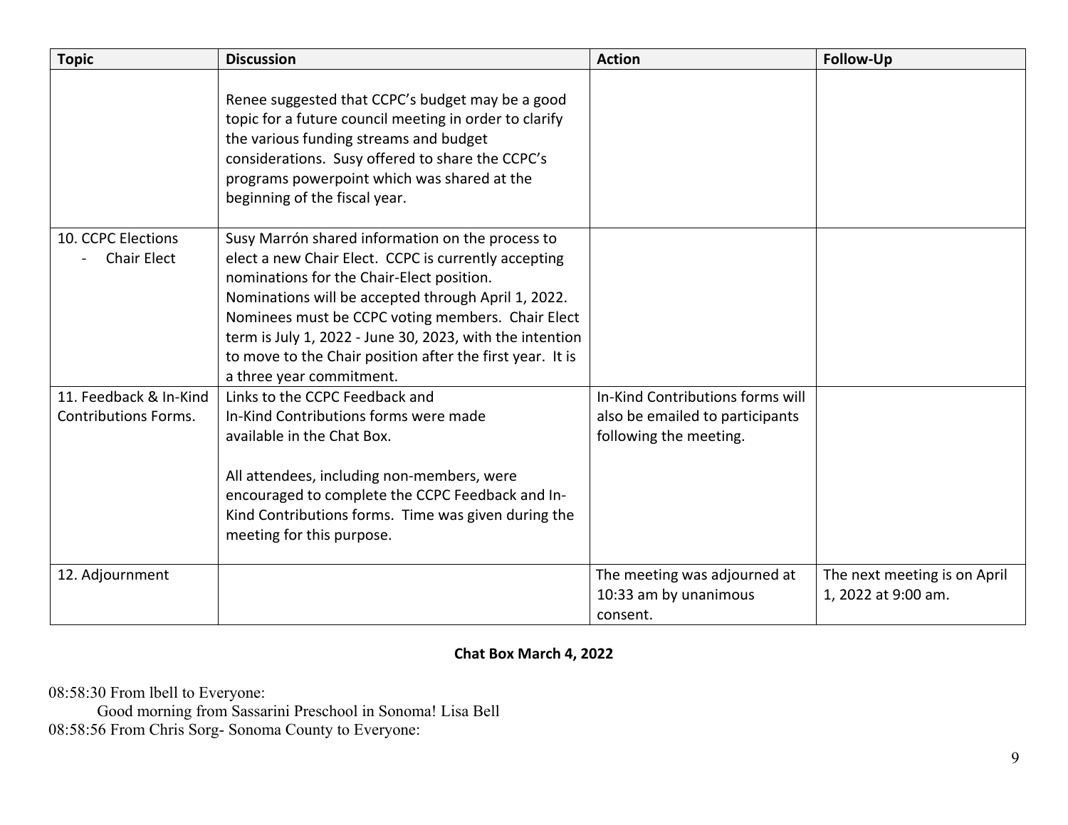| Topic | Discussion | Action | Follow-Up |
|---|---|---|---|
| | Renee suggested that CCPC's budget may be a good topic for a future council meeting in order to clarify the various funding streams and budget considerations. Susy offered to share the CCPC's programs powerpoint which was shared at the beginning of the fiscal year. | | |
| 10. CCPC Elections<br>- Chair Elect | Susy Marrón shared information on the process to elect a new Chair Elect. CCPC is currently accepting nominations for the Chair-Elect position. Nominations will be accepted through April 1, 2022. Nominees must be CCPC voting members. Chair Elect term is July 1, 2022 - June 30, 2023, with the intention to move to the Chair position after the first year. It is a three year commitment. | | |
| 11. Feedback & In-Kind Contributions Forms. | Links to the CCPC Feedback and In-Kind Contributions forms were made available in the Chat Box.<br><br>All attendees, including non-members, were encouraged to complete the CCPC Feedback and In-Kind Contributions forms. Time was given during the meeting for this purpose. | In-Kind Contributions forms will also be emailed to participants following the meeting. | |
| 12. Adjournment | | The meeting was adjourned at 10:33 am by unanimous consent. | The next meeting is on April 1, 2022 at 9:00 am. |

**Chat Box March 4, 2022**

08:58:30 From lbell to Everyone:

Good morning from Sassarini Preschool in Sonoma! Lisa Bell

08:58:56 From Chris Sorg- Sonoma County to Everyone: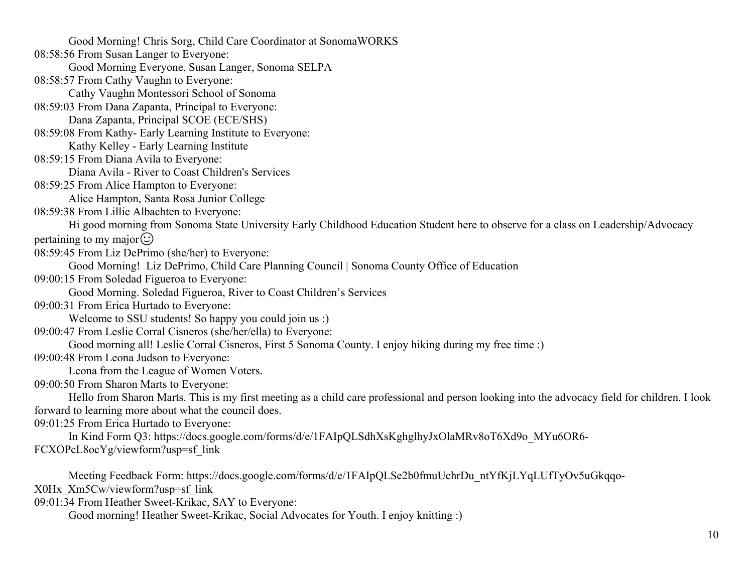Good Morning! Chris Sorg, Child Care Coordinator at SonomaWORKS

08:58:56 From Susan Langer to Everyone:

Good Morning Everyone, Susan Langer, Sonoma SELPA

08:58:57 From Cathy Vaughn to Everyone:

Cathy Vaughn Montessori School of Sonoma

08:59:03 From Dana Zapanta, Principal to Everyone:

Dana Zapanta, Principal SCOE (ECE/SHS)

08:59:08 From Kathy- Early Learning Institute to Everyone:

Kathy Kelley - Early Learning Institute

08:59:15 From Diana Avila to Everyone:

Diana Avila - River to Coast Children's Services

08:59:25 From Alice Hampton to Everyone:

Alice Hampton, Santa Rosa Junior College

08:59:38 From Lillie Albachten to Everyone:

Hi good morning from Sonoma State University Early Childhood Education Student here to observe for a class on Leadership/Advocacy pertaining to my major☺

08:59:45 From Liz DePrimo (she/her) to Everyone:

Good Morning! Liz DePrimo, Child Care Planning Council | Sonoma County Office of Education

09:00:15 From Soledad Figueroa to Everyone:

Good Morning. Soledad Figueroa, River to Coast Children's Services

09:00:31 From Erica Hurtado to Everyone:

Welcome to SSU students! So happy you could join us :)

09:00:47 From Leslie Corral Cisneros (she/her/ella) to Everyone:

Good morning all! Leslie Corral Cisneros, First 5 Sonoma County. I enjoy hiking during my free time :)

09:00:48 From Leona Judson to Everyone:

Leona from the League of Women Voters.

09:00:50 From Sharon Marts to Everyone:

Hello from Sharon Marts. This is my first meeting as a child care professional and person looking into the advocacy field for children. I look forward to learning more about what the council does.

09:01:25 From Erica Hurtado to Everyone:

In Kind Form Q3: https://docs.google.com/forms/d/e/1FAIpQLSdhXsKghglhyJxOlaMRv8oT6Xd9o_MYu6OR6-FCXOPcL8ocYg/viewform?usp=sf_link

Meeting Feedback Form: https://docs.google.com/forms/d/e/1FAIpQLSe2b0fmuUchrDu_ntYfKjLYqLUfTyOv5uGkqqo-X0Hx_Xm5Cw/viewform?usp=sf_link

09:01:34 From Heather Sweet-Krikac, SAY to Everyone:

Good morning! Heather Sweet-Krikac, Social Advocates for Youth. I enjoy knitting :)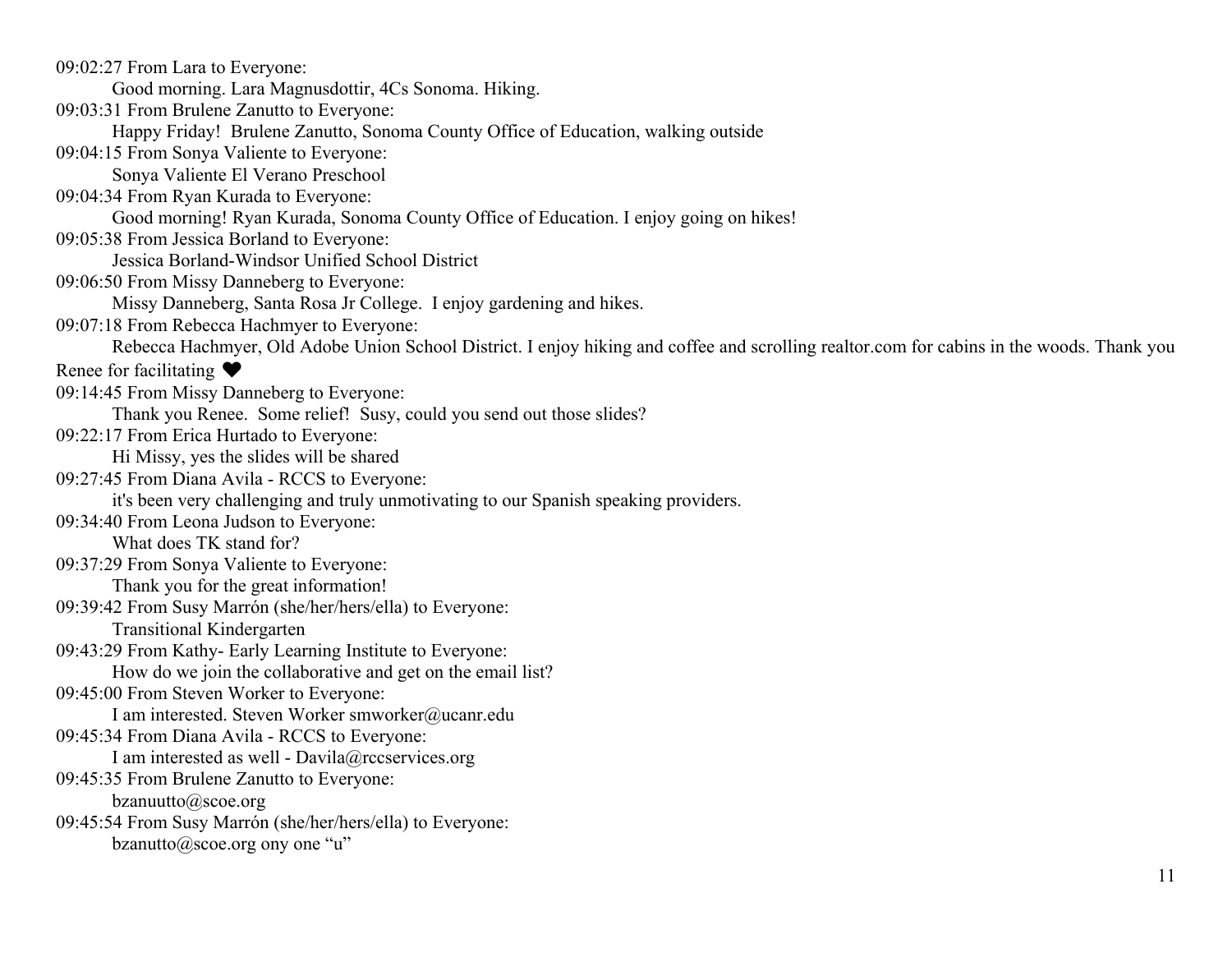09:02:27 From Lara to Everyone:
    Good morning. Lara Magnusdottir, 4Cs Sonoma. Hiking.

09:03:31 From Brulene Zanutto to Everyone:
    Happy Friday!  Brulene Zanutto, Sonoma County Office of Education, walking outside

09:04:15 From Sonya Valiente to Everyone:
    Sonya Valiente El Verano Preschool

09:04:34 From Ryan Kurada to Everyone:
    Good morning! Ryan Kurada, Sonoma County Office of Education. I enjoy going on hikes!

09:05:38 From Jessica Borland to Everyone:
    Jessica Borland-Windsor Unified School District

09:06:50 From Missy Danneberg to Everyone:
    Missy Danneberg, Santa Rosa Jr College.  I enjoy gardening and hikes.

09:07:18 From Rebecca Hachmyer to Everyone:
    Rebecca Hachmyer, Old Adobe Union School District. I enjoy hiking and coffee and scrolling realtor.com for cabins in the woods. Thank you Renee for facilitating ❤

09:14:45 From Missy Danneberg to Everyone:
    Thank you Renee.  Some relief!  Susy, could you send out those slides?

09:22:17 From Erica Hurtado to Everyone:
    Hi Missy, yes the slides will be shared

09:27:45 From Diana Avila - RCCS to Everyone:
    it's been very challenging and truly unmotivating to our Spanish speaking providers.

09:34:40 From Leona Judson to Everyone:
    What does TK stand for?

09:37:29 From Sonya Valiente to Everyone:
    Thank you for the great information!

09:39:42 From Susy Marrón (she/her/hers/ella) to Everyone:
    Transitional Kindergarten

09:43:29 From Kathy- Early Learning Institute to Everyone:
    How do we join the collaborative and get on the email list?

09:45:00 From Steven Worker to Everyone:
    I am interested. Steven Worker smworker@ucanr.edu

09:45:34 From Diana Avila - RCCS to Everyone:
    I am interested as well - Davila@rccservices.org

09:45:35 From Brulene Zanutto to Everyone:
    bzanuutto@scoe.org

09:45:54 From Susy Marrón (she/her/hers/ella) to Everyone:
    bzanutto@scoe.org ony one "u"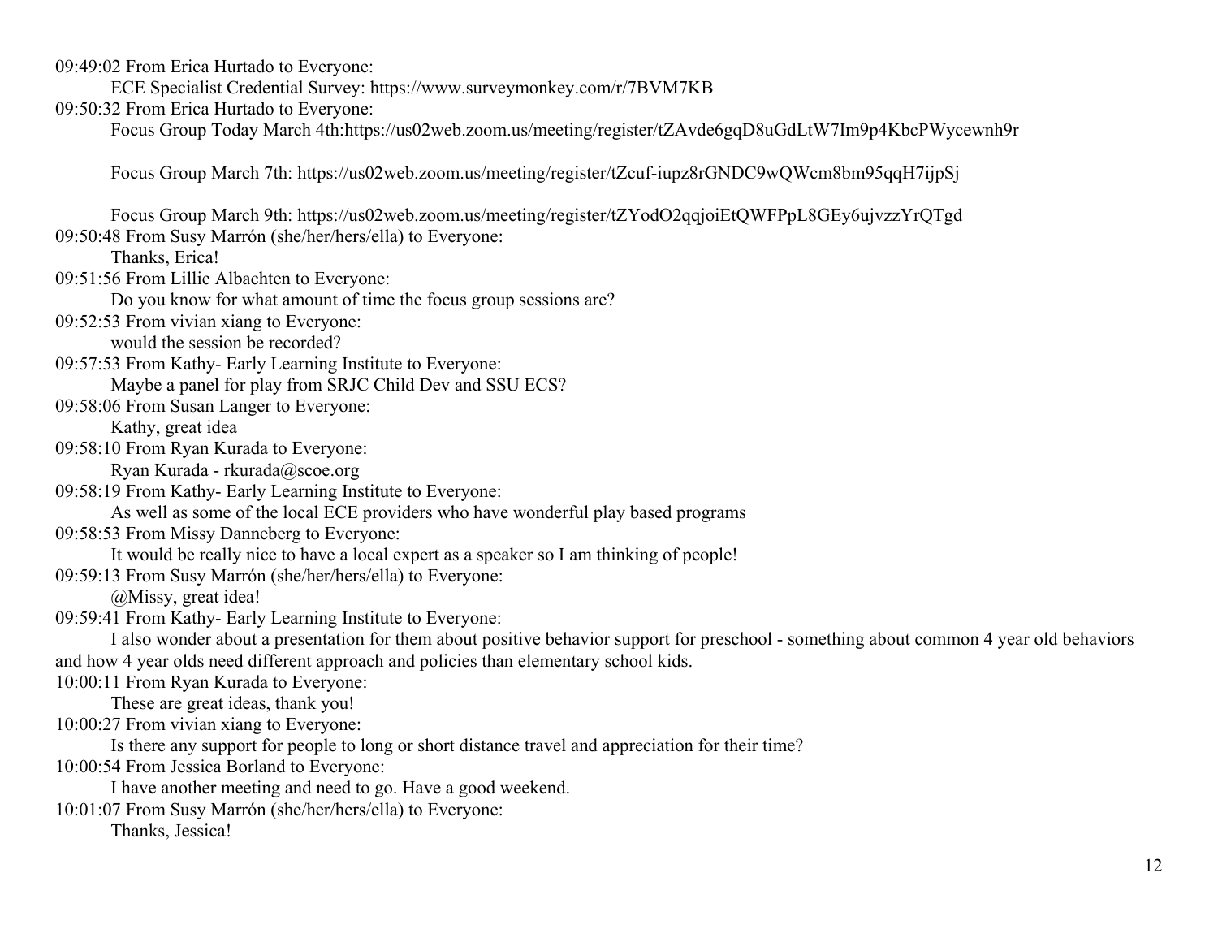09:49:02 From Erica Hurtado to Everyone:

ECE Specialist Credential Survey: https://www.surveymonkey.com/r/7BVM7KB

09:50:32 From Erica Hurtado to Everyone:

Focus Group Today March 4th:https://us02web.zoom.us/meeting/register/tZAvde6gqD8uGdLtW7Im9p4KbcPWycewnh9r

Focus Group March 7th: https://us02web.zoom.us/meeting/register/tZcuf-iupz8rGNDC9wQWcm8bm95qqH7ijpSj

Focus Group March 9th: https://us02web.zoom.us/meeting/register/tZYodO2qqjoiEtQWFPpL8GEy6ujvzzYrQTgd

09:50:48 From Susy Marrón (she/her/hers/ella) to Everyone:

Thanks, Erica!

09:51:56 From Lillie Albachten to Everyone:

Do you know for what amount of time the focus group sessions are?

09:52:53 From vivian xiang to Everyone:

would the session be recorded?

09:57:53 From Kathy- Early Learning Institute to Everyone:

Maybe a panel for play from SRJC Child Dev and SSU ECS?

09:58:06 From Susan Langer to Everyone:

Kathy, great idea

09:58:10 From Ryan Kurada to Everyone:

Ryan Kurada - rkurada@scoe.org

09:58:19 From Kathy- Early Learning Institute to Everyone:

As well as some of the local ECE providers who have wonderful play based programs

09:58:53 From Missy Danneberg to Everyone:

It would be really nice to have a local expert as a speaker so I am thinking of people!

09:59:13 From Susy Marrón (she/her/hers/ella) to Everyone:

@Missy, great idea!

09:59:41 From Kathy- Early Learning Institute to Everyone:

I also wonder about a presentation for them about positive behavior support for preschool - something about common 4 year old behaviors and how 4 year olds need different approach and policies than elementary school kids.

10:00:11 From Ryan Kurada to Everyone:

These are great ideas, thank you!

10:00:27 From vivian xiang to Everyone:

Is there any support for people to long or short distance travel and appreciation for their time?

10:00:54 From Jessica Borland to Everyone:

I have another meeting and need to go. Have a good weekend.

10:01:07 From Susy Marrón (she/her/hers/ella) to Everyone:

Thanks, Jessica!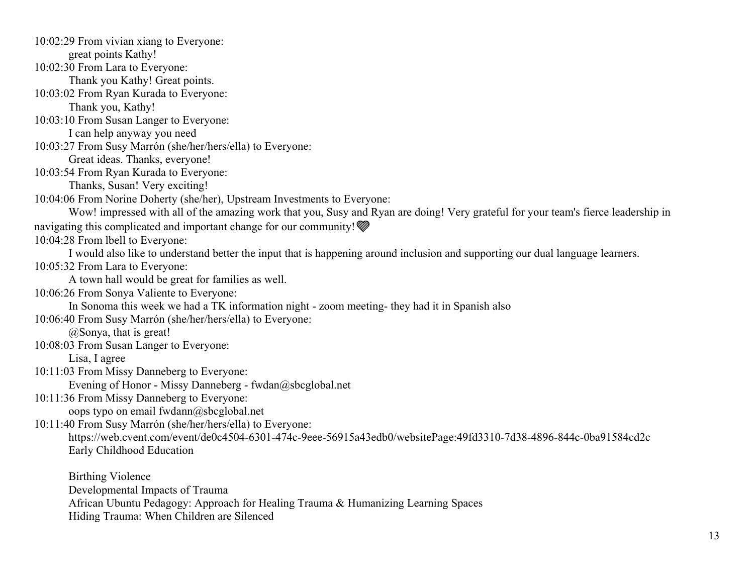10:02:29 From vivian xiang to Everyone:
great points Kathy!

10:02:30 From Lara to Everyone:
Thank you Kathy! Great points.

10:03:02 From Ryan Kurada to Everyone:
Thank you, Kathy!

10:03:10 From Susan Langer to Everyone:
I can help anyway you need

10:03:27 From Susy Marrón (she/her/hers/ella) to Everyone:
Great ideas. Thanks, everyone!

10:03:54 From Ryan Kurada to Everyone:
Thanks, Susan! Very exciting!

10:04:06 From Norine Doherty (she/her), Upstream Investments to Everyone:
Wow! impressed with all of the amazing work that you, Susy and Ryan are doing! Very grateful for your team's fierce leadership in navigating this complicated and important change for our community! 💜

10:04:28 From lbell to Everyone:
I would also like to understand better the input that is happening around inclusion and supporting our dual language learners.

10:05:32 From Lara to Everyone:
A town hall would be great for families as well.

10:06:26 From Sonya Valiente to Everyone:
In Sonoma this week we had a TK information night - zoom meeting- they had it in Spanish also

10:06:40 From Susy Marrón (she/her/hers/ella) to Everyone:
@Sonya, that is great!

10:08:03 From Susan Langer to Everyone:
Lisa, I agree

10:11:03 From Missy Danneberg to Everyone:
Evening of Honor - Missy Danneberg - fwdan@sbcglobal.net

10:11:36 From Missy Danneberg to Everyone:
oops typo on email fwdann@sbcglobal.net

10:11:40 From Susy Marrón (she/her/hers/ella) to Everyone:
https://web.cvent.com/event/de0c4504-6301-474c-9eee-56915a43edb0/websitePage:49fd3310-7d38-4896-844c-0ba91584cd2c
Early Childhood Education

Birthing Violence
Developmental Impacts of Trauma
African Ubuntu Pedagogy: Approach for Healing Trauma & Humanizing Learning Spaces
Hiding Trauma: When Children are Silenced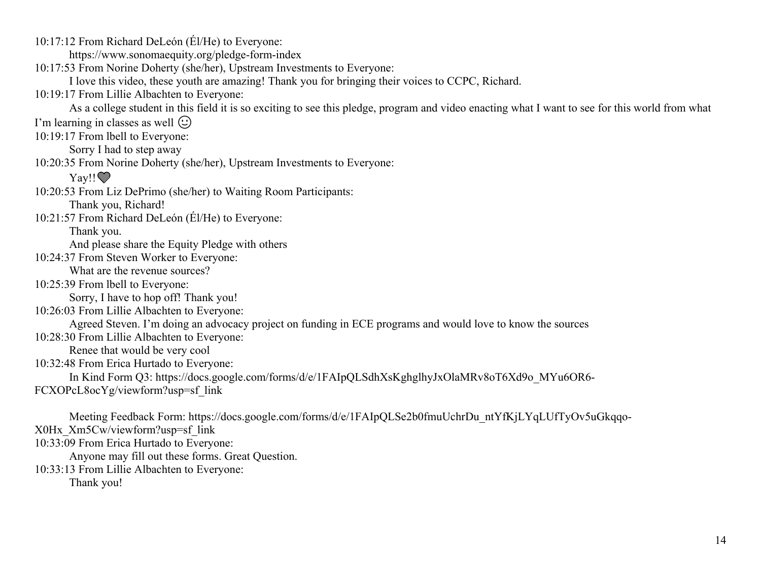10:17:12 From Richard DeLeón (Él/He) to Everyone:
    https://www.sonomaequity.org/pledge-form-index

10:17:53 From Norine Doherty (she/her), Upstream Investments to Everyone:
    I love this video, these youth are amazing! Thank you for bringing their voices to CCPC, Richard.

10:19:17 From Lillie Albachten to Everyone:
    As a college student in this field it is so exciting to see this pledge, program and video enacting what I want to see for this world from what I'm learning in classes as well ☺

10:19:17 From lbell to Everyone:
    Sorry I had to step away

10:20:35 From Norine Doherty (she/her), Upstream Investments to Everyone:
    Yay!!💚

10:20:53 From Liz DePrimo (she/her) to Waiting Room Participants:
    Thank you, Richard!

10:21:57 From Richard DeLeón (Él/He) to Everyone:
    Thank you.
    And please share the Equity Pledge with others

10:24:37 From Steven Worker to Everyone:
    What are the revenue sources?

10:25:39 From lbell to Everyone:
    Sorry, I have to hop off! Thank you!

10:26:03 From Lillie Albachten to Everyone:
    Agreed Steven. I'm doing an advocacy project on funding in ECE programs and would love to know the sources

10:28:30 From Lillie Albachten to Everyone:
    Renee that would be very cool

10:32:48 From Erica Hurtado to Everyone:
    In Kind Form Q3: https://docs.google.com/forms/d/e/1FAIpQLSdhXsKghglhyJxOlaMRv8oT6Xd9o_MYu6OR6-FCXOPcL8ocYg/viewform?usp=sf_link

    Meeting Feedback Form: https://docs.google.com/forms/d/e/1FAIpQLSe2b0fmuUchrDu_ntYfKjLYqLUfTyOv5uGkqqo-X0Hx_Xm5Cw/viewform?usp=sf_link

10:33:09 From Erica Hurtado to Everyone:
    Anyone may fill out these forms. Great Question.

10:33:13 From Lillie Albachten to Everyone:
    Thank you!